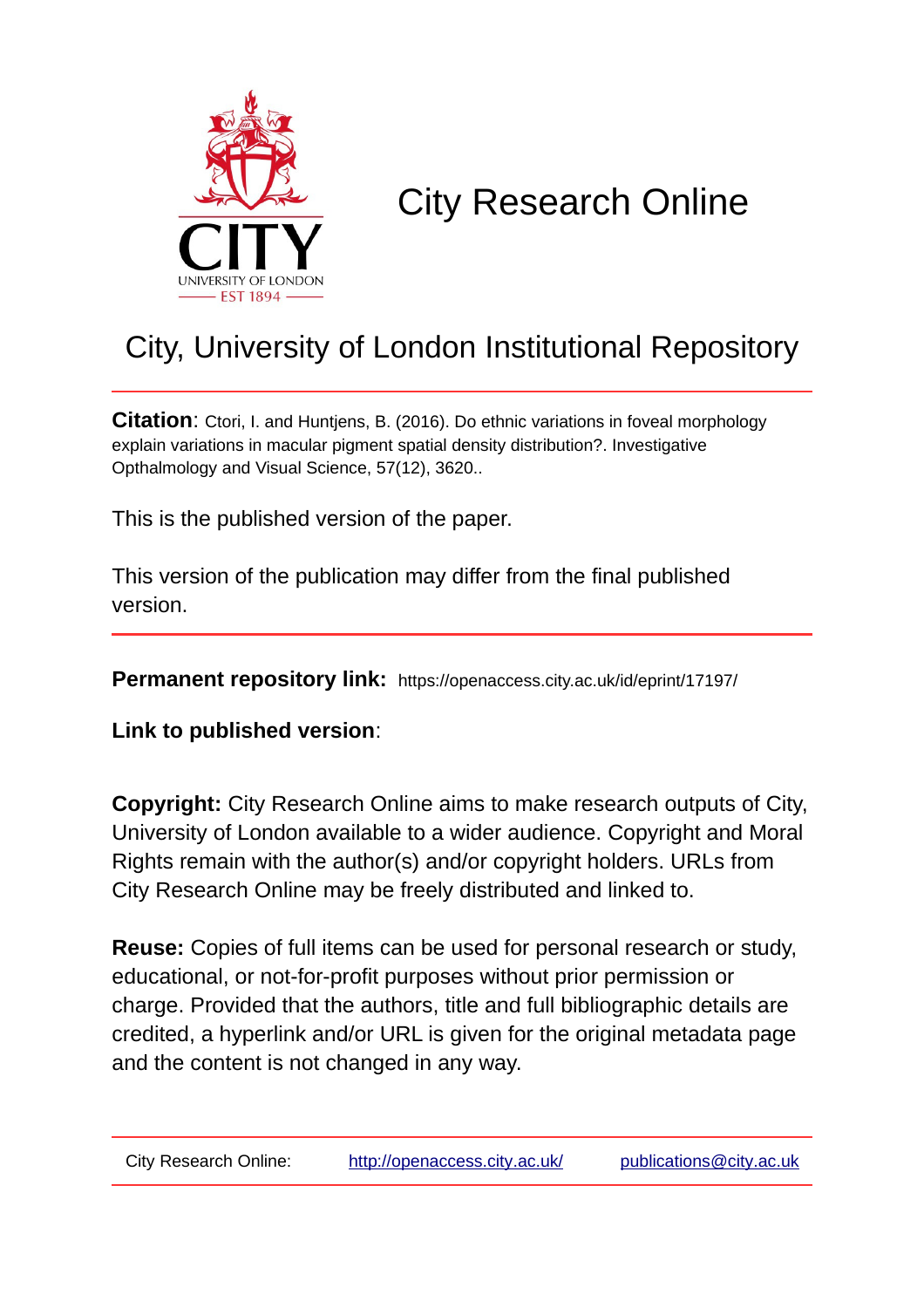# City Research Online

## City, University of London Institutional Repository

**Citation**: Ctori, I. and Huntjens, B. (2016). Do ethnic variations in foveal morphology explain variations in macular pigment spatial density distribution?. Investigative Opthalmology and Visual Science, 57(12), 3620..

This is the published version of the paper.

This version of the publication may differ from the final published version.

**Permanent repository link:** https://openaccess.city.ac.uk/id/eprint/17197/

**Link to published version**:

**Copyright:** City Research Online aims to make research outputs of City, University of London available to a wider audience. Copyright and Moral Rights remain with the author(s) and/or copyright holders. URLs from City Research Online may be freely distributed and linked to.

**Reuse:** Copies of full items can be used for personal research or study, educational, or not-for-profit purposes without prior permission or charge. Provided that the authors, title and full bibliographic details are credited, a hyperlink and/or URL is given for the original metadata page and the content is not changed in any way.

City Research Online: http://openaccess.city.ac.uk/ publications@city.ac.uk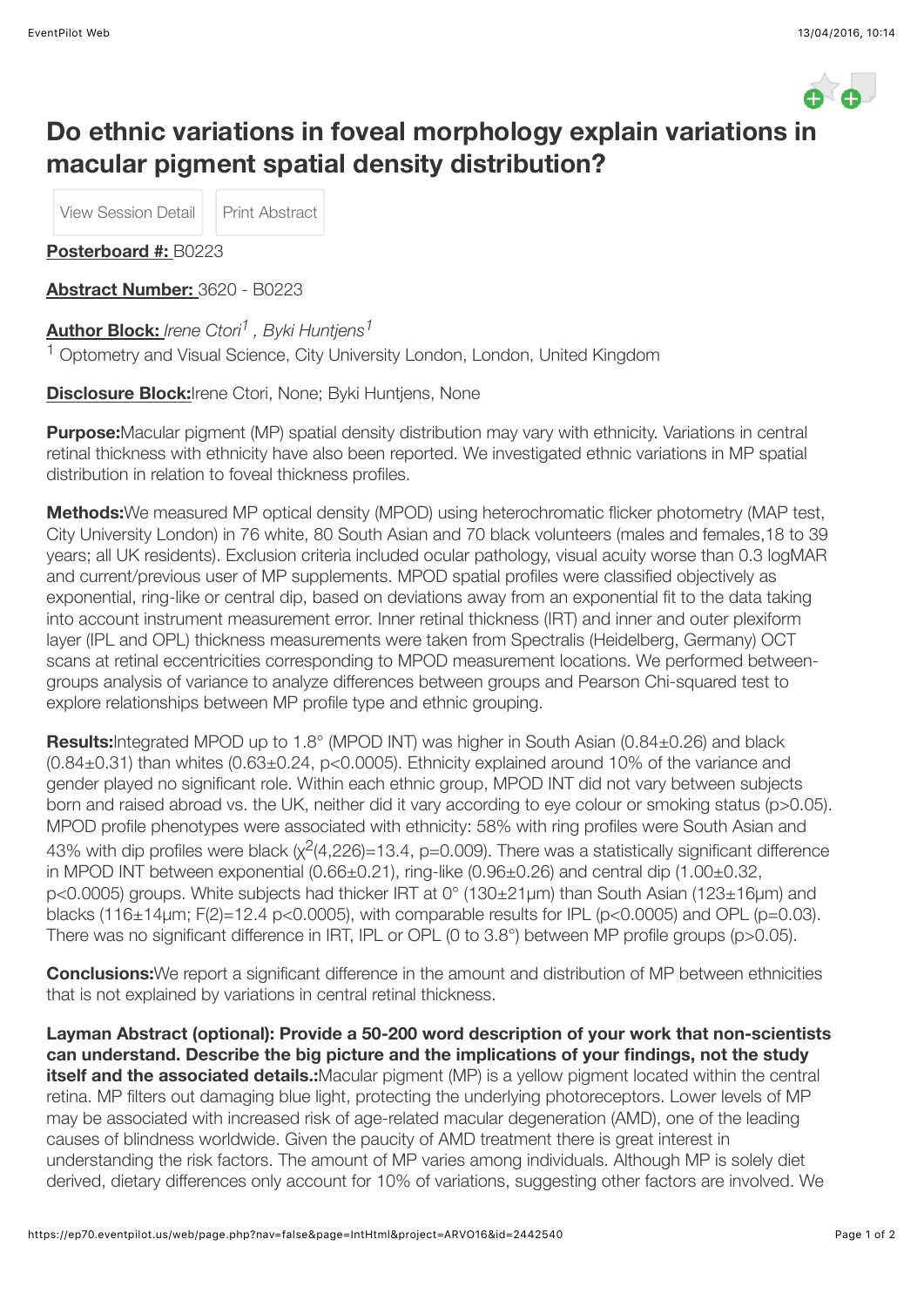# Do ethnic variations in foveal morphology explain variations in macular pigment spatial density distribution?

View Session Detail | Print Abstract

**Posterboard #:** B0223

**Abstract Number:** 3620 - B0223

**Author Block:** *Irene Ctori*[1] *, Byki Huntjens*[1]

[1] Optometry and Visual Science, City University London, London, United Kingdom

**Disclosure Block:** Irene Ctori, None; Byki Huntjens, None

**Purpose:** Macular pigment (MP) spatial density distribution may vary with ethnicity. Variations in central retinal thickness with ethnicity have also been reported. We investigated ethnic variations in MP spatial distribution in relation to foveal thickness profiles.

**Methods:** We measured MP optical density (MPOD) using heterochromatic flicker photometry (MAP test, City University London) in 76 white, 80 South Asian and 70 black volunteers (males and females,18 to 39 years; all UK residents). Exclusion criteria included ocular pathology, visual acuity worse than 0.3 logMAR and current/previous user of MP supplements. MPOD spatial profiles were classified objectively as exponential, ring-like or central dip, based on deviations away from an exponential fit to the data taking into account instrument measurement error. Inner retinal thickness (IRT) and inner and outer plexiform layer (IPL and OPL) thickness measurements were taken from Spectralis (Heidelberg, Germany) OCT scans at retinal eccentricities corresponding to MPOD measurement locations. We performed between-groups analysis of variance to analyze differences between groups and Pearson Chi-squared test to explore relationships between MP profile type and ethnic grouping.

**Results:** Integrated MPOD up to 1.8° (MPOD INT) was higher in South Asian (0.84±0.26) and black (0.84±0.31) than whites (0.63±0.24, $p<0.0005$). Ethnicity explained around 10% of the variance and gender played no significant role. Within each ethnic group, MPOD INT did not vary between subjects born and raised abroad vs. the UK, neither did it vary according to eye colour or smoking status ($p>0.05$). MPOD profile phenotypes were associated with ethnicity: 58% with ring profiles were South Asian and 43% with dip profiles were black ($\chi^2(4,226)=13.4$, $p=0.009$). There was a statistically significant difference in MPOD INT between exponential (0.66±0.21), ring-like (0.96±0.26) and central dip (1.00±0.32, $p<0.0005$) groups. White subjects had thicker IRT at 0° (130±21µm) than South Asian (123±16µm) and blacks (116±14µm; $F(2)=12.4$ $p<0.0005$), with comparable results for IPL ($p<0.0005$) and OPL ($p=0.03$). There was no significant difference in IRT, IPL or OPL (0 to 3.8°) between MP profile groups ($p>0.05$).

**Conclusions:** We report a significant difference in the amount and distribution of MP between ethnicities that is not explained by variations in central retinal thickness.

**Layman Abstract (optional): Provide a 50-200 word description of your work that non-scientists can understand. Describe the big picture and the implications of your findings, not the study itself and the associated details.:** Macular pigment (MP) is a yellow pigment located within the central retina. MP filters out damaging blue light, protecting the underlying photoreceptors. Lower levels of MP may be associated with increased risk of age-related macular degeneration (AMD), one of the leading causes of blindness worldwide. Given the paucity of AMD treatment there is great interest in understanding the risk factors. The amount of MP varies among individuals. Although MP is solely diet derived, dietary differences only account for 10% of variations, suggesting other factors are involved. We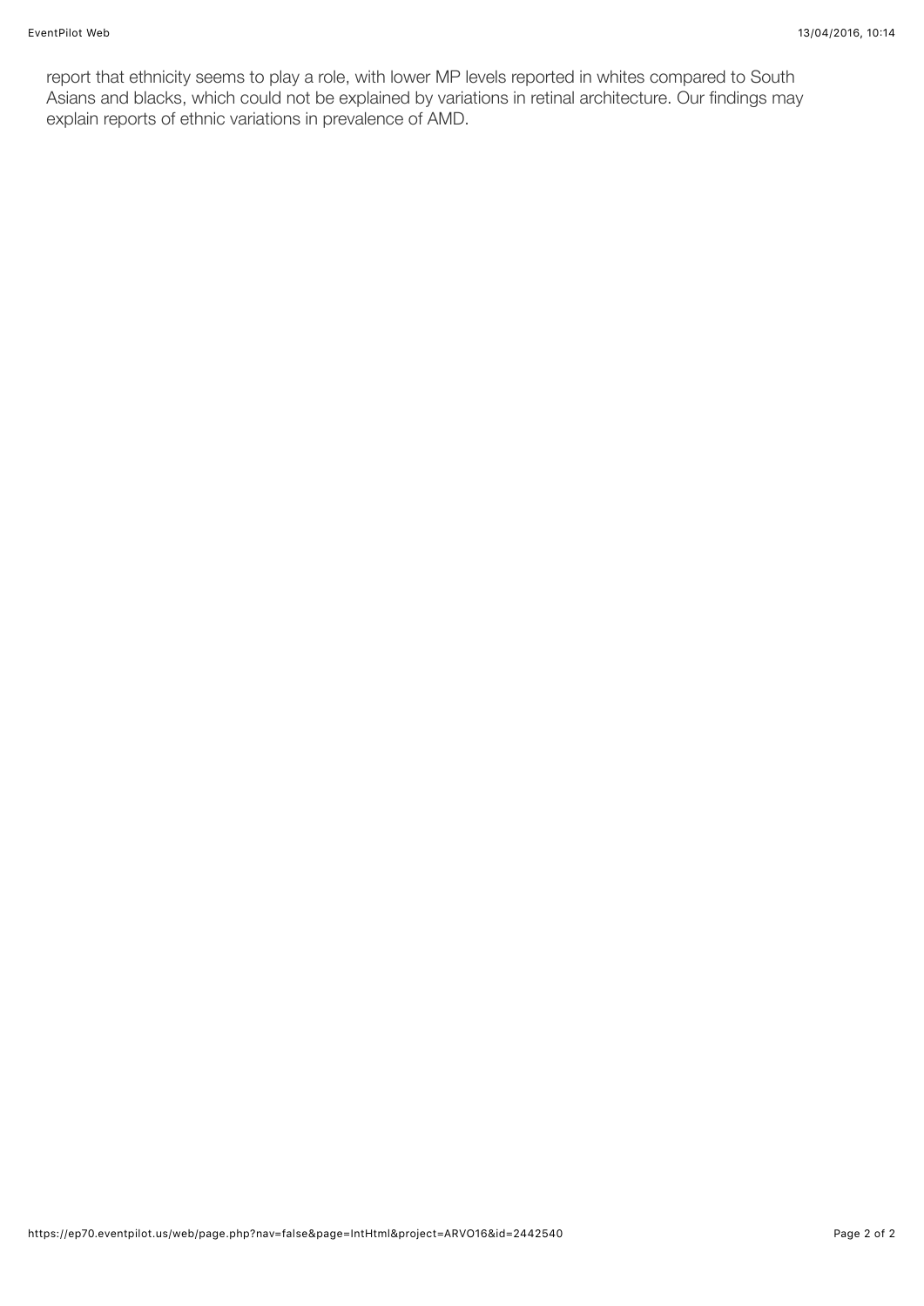report that ethnicity seems to play a role, with lower MP levels reported in whites compared to South Asians and blacks, which could not be explained by variations in retinal architecture. Our findings may explain reports of ethnic variations in prevalence of AMD.